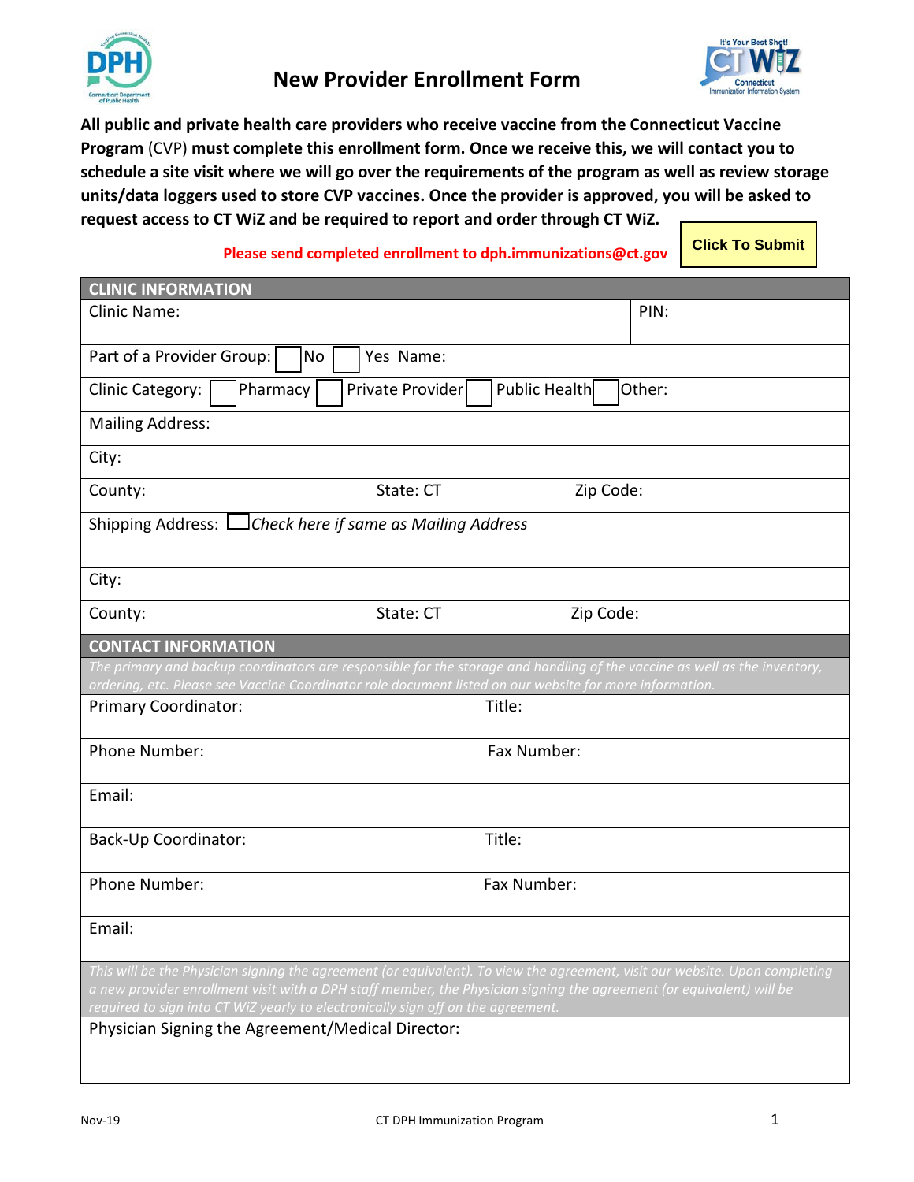# New Provider Enrollment Form

**All public and private health care providers who receive vaccine from the Connecticut Vaccine Program** (CVP) **must complete this enrollment form. Once we receive this, we will contact you to schedule a site visit where we will go over the requirements of the program as well as review storage units/data loggers used to store CVP vaccines. Once the provider is approved, you will be asked to request access to CT WiZ and be required to report and order through CT WiZ.**

**Please send completed enrollment to dph.immunizations@ct.gov**

**Click To Submit**

| CLINIC INFORMATION | | |
|---|---|---|
| Clinic Name: | | PIN: |
| Part of a Provider Group: ☐ No ☐ Yes Name: | | |
| Clinic Category: ☐ Pharmacy ☐ Private Provider ☐ Public Health ☐ Other: | | |
| Mailing Address: | | |
| City: | | |
| County: | State: CT | Zip Code: |
| Shipping Address: ☐ *Check here if same as Mailing Address* | | |
| City: | | |
| County: | State: CT | Zip Code: |

| CONTACT INFORMATION | |
|---|---|
| *The primary and backup coordinators are responsible for the storage and handling of the vaccine as well as the inventory, ordering, etc. Please see Vaccine Coordinator role document listed on our website for more information.* | |
| Primary Coordinator: | Title: |
| Phone Number: | Fax Number: |
| Email: | |
| Back-Up Coordinator: | Title: |
| Phone Number: | Fax Number: |
| Email: | |
| *This will be the Physician signing the agreement (or equivalent). To view the agreement, visit our website. Upon completing a new provider enrollment visit with a DPH staff member, the Physician signing the agreement (or equivalent) will be required to sign into CT WiZ yearly to electronically sign off on the agreement.* | |
| Physician Signing the Agreement/Medical Director: | |

Nov-19 CT DPH Immunization Program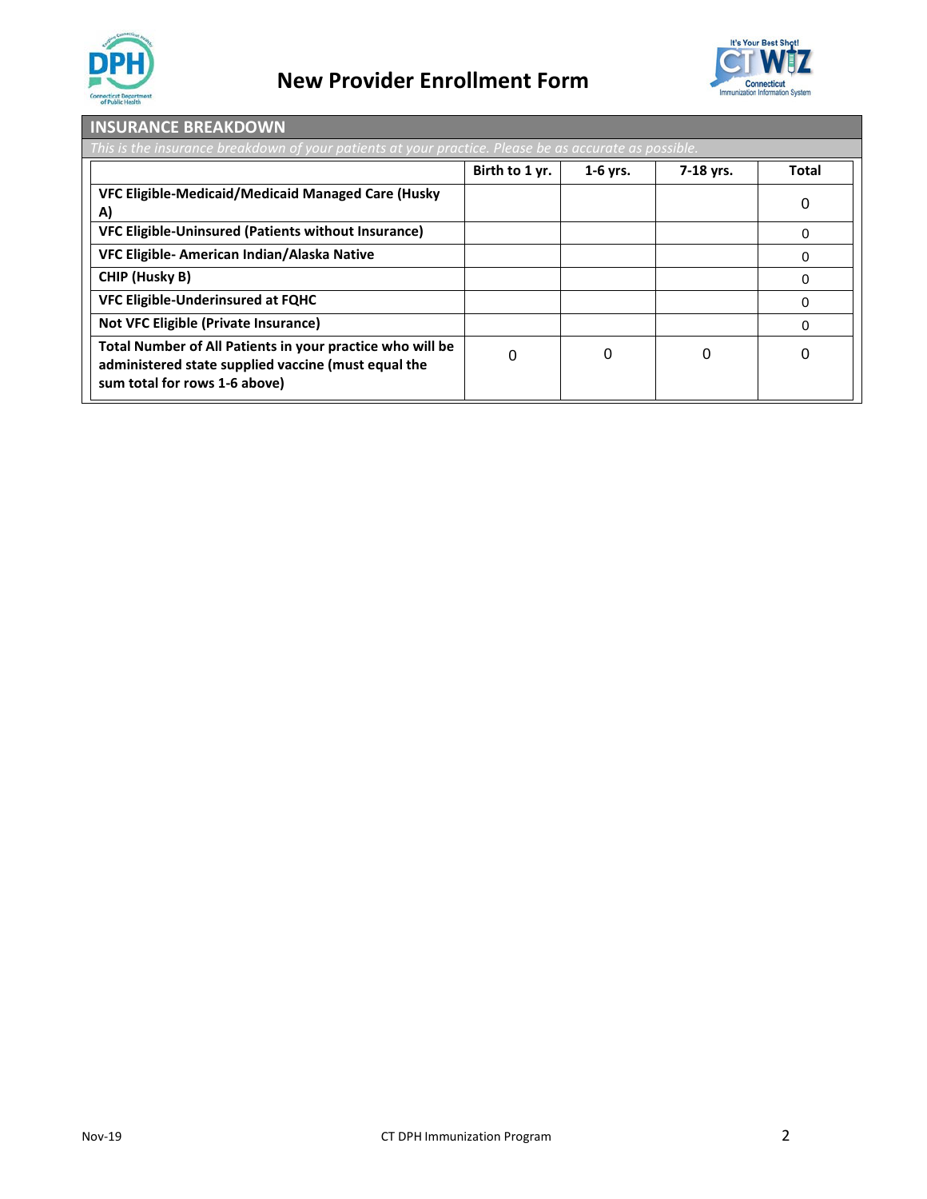# New Provider Enrollment Form

## INSURANCE BREAKDOWN

*This is the insurance breakdown of your patients at your practice. Please be as accurate as possible.*

| | Birth to 1 yr. | 1-6 yrs. | 7-18 yrs. | Total |
|---|---|---|---|---|
| **VFC Eligible-Medicaid/Medicaid Managed Care (Husky A)** | | | | 0 |
| **VFC Eligible-Uninsured (Patients without Insurance)** | | | | 0 |
| **VFC Eligible- American Indian/Alaska Native** | | | | 0 |
| **CHIP (Husky B)** | | | | 0 |
| **VFC Eligible-Underinsured at FQHC** | | | | 0 |
| **Not VFC Eligible (Private Insurance)** | | | | 0 |
| **Total Number of All Patients in your practice who will be administered state supplied vaccine (must equal the sum total for rows 1-6 above)** | 0 | 0 | 0 | 0 |

Nov-19 CT DPH Immunization Program